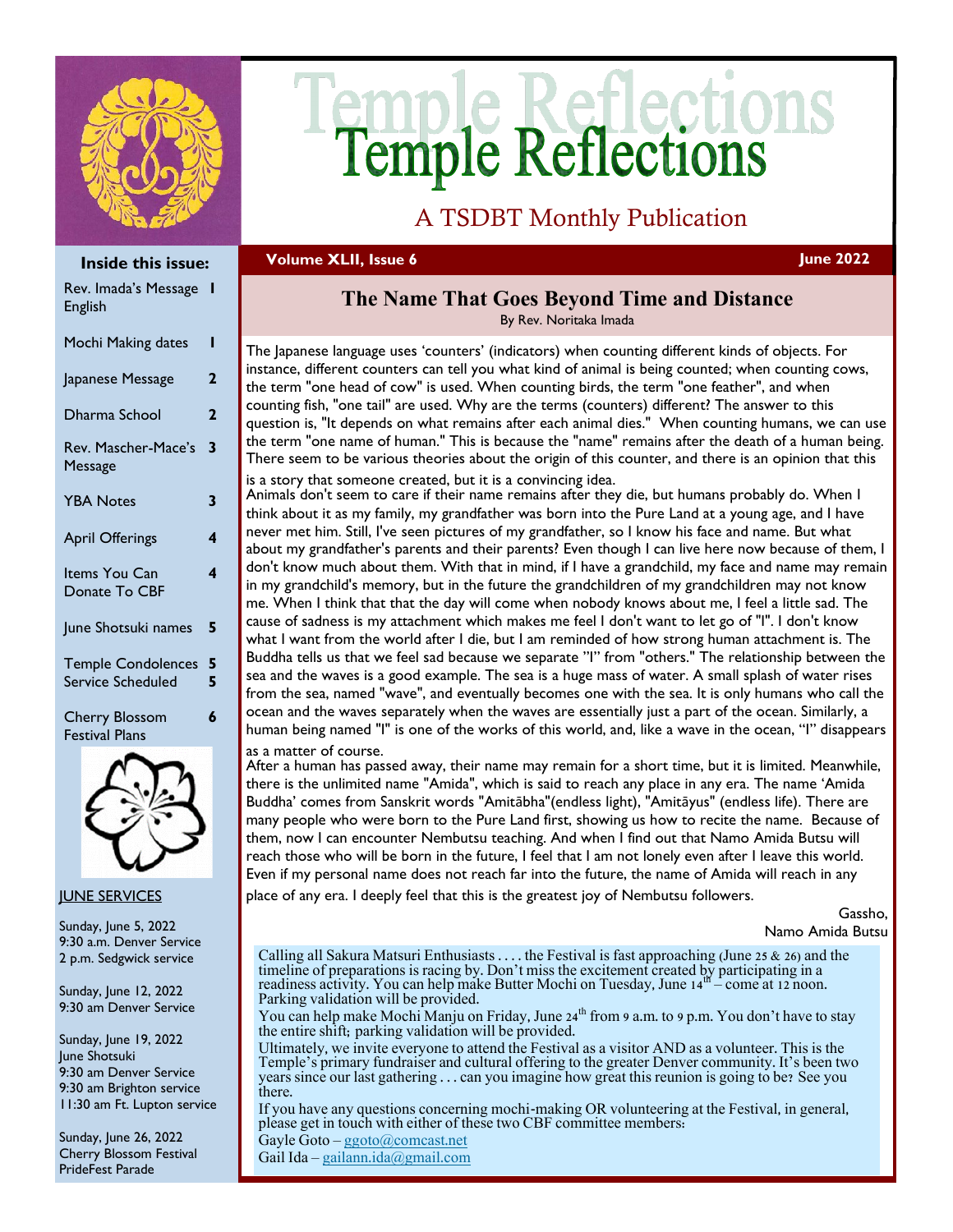# Temple Reflections

A TSDBT Monthly Publication

**Volume XLII, Issue 6** — **June 2022**

**Inside this issue:**

| | |
|---|---|
| Rev. Imada's Message English | 1 |
| Mochi Making dates | 1 |
| Japanese Message | 2 |
| Dharma School | 2 |
| Rev. Mascher-Mace's Message | 3 |
| YBA Notes | 3 |
| April Offerings | 4 |
| Items You Can Donate To CBF | 4 |
| June Shotsuki names | 5 |
| Temple Condolences | 5 |
| Service Scheduled | 5 |
| Cherry Blossom Festival Plans | 6 |

## JUNE SERVICES

Sunday, June 5, 2022
9:30 a.m. Denver Service
2 p.m. Sedgwick service

Sunday, June 12, 2022
9:30 am Denver Service

Sunday, June 19, 2022
June Shotsuki
9:30 am Denver Service
9:30 am Brighton service
11:30 am Ft. Lupton service

Sunday, June 26, 2022
Cherry Blossom Festival
PrideFest Parade

## The Name That Goes Beyond Time and Distance

By Rev. Noritaka Imada

The Japanese language uses 'counters' (indicators) when counting different kinds of objects. For instance, different counters can tell you what kind of animal is being counted; when counting cows, the term "one head of cow" is used. When counting birds, the term "one feather", and when counting fish, "one tail" are used. Why are the terms (counters) different? The answer to this question is, "It depends on what remains after each animal dies." When counting humans, we can use the term "one name of human." This is because the "name" remains after the death of a human being. There seem to be various theories about the origin of this counter, and there is an opinion that this is a story that someone created, but it is a convincing idea.

Animals don't seem to care if their name remains after they die, but humans probably do. When I think about it as my family, my grandfather was born into the Pure Land at a young age, and I have never met him. Still, I've seen pictures of my grandfather, so I know his face and name. But what about my grandfather's parents and their parents? Even though I can live here now because of them, I don't know much about them. With that in mind, if I have a grandchild, my face and name may remain in my grandchild's memory, but in the future the grandchildren of my grandchildren may not know me. When I think that that the day will come when nobody knows about me, I feel a little sad. The cause of sadness is my attachment which makes me feel I don't want to let go of "I". I don't know what I want from the world after I die, but I am reminded of how strong human attachment is. The Buddha tells us that we feel sad because we separate "I" from "others." The relationship between the sea and the waves is a good example. The sea is a huge mass of water. A small splash of water rises from the sea, named "wave", and eventually becomes one with the sea. It is only humans who call the ocean and the waves separately when the waves are essentially just a part of the ocean. Similarly, a human being named "I" is one of the works of this world, and, like a wave in the ocean, "I" disappears as a matter of course.

After a human has passed away, their name may remain for a short time, but it is limited. Meanwhile, there is the unlimited name "Amida", which is said to reach any place in any era. The name 'Amida Buddha' comes from Sanskrit words "Amitābha"(endless light), "Amitāyus" (endless life). There are many people who were born to the Pure Land first, showing us how to recite the name. Because of them, now I can encounter Nembutsu teaching. And when I find out that Namo Amida Butsu will reach those who will be born in the future, I feel that I am not lonely even after I leave this world. Even if my personal name does not reach far into the future, the name of Amida will reach in any place of any era. I deeply feel that this is the greatest joy of Nembutsu followers.

Gassho,
Namo Amida Butsu

Calling all Sakura Matsuri Enthusiasts . . . . the Festival is fast approaching (June 25 & 26) and the timeline of preparations is racing by. Don't miss the excitement created by participating in a readiness activity. You can help make Butter Mochi on Tuesday, June 14th – come at 12 noon. Parking validation will be provided.

You can help make Mochi Manju on Friday, June 24th from 9 a.m. to 9 p.m. You don't have to stay the entire shift; parking validation will be provided.

Ultimately, we invite everyone to attend the Festival as a visitor AND as a volunteer. This is the Temple's primary fundraiser and cultural offering to the greater Denver community. It's been two years since our last gathering . . . can you imagine how great this reunion is going to be? See you there.

If you have any questions concerning mochi-making OR volunteering at the Festival, in general, please get in touch with either of these two CBF committee members:

Gayle Goto – ggoto@comcast.net
Gail Ida – gailann.ida@gmail.com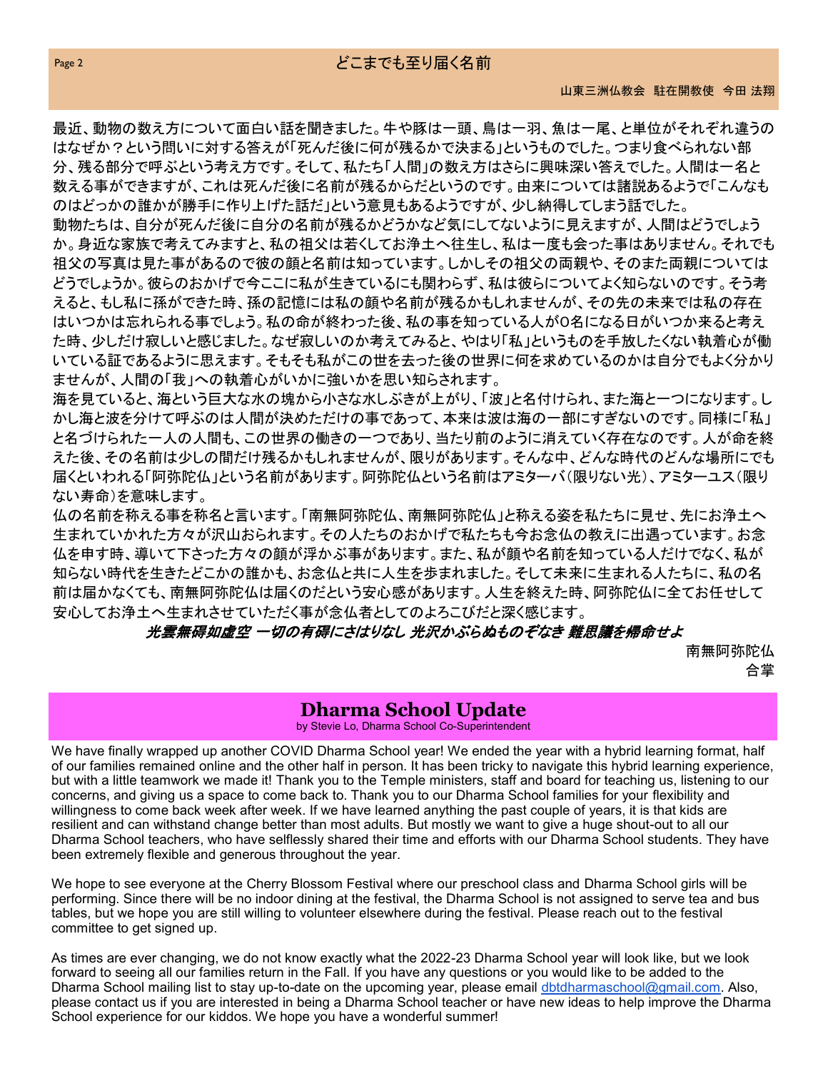## どこまでも至り届く名前

山東三洲仏教会　駐在開教使　今田 法翔

最近、動物の数え方について面白い話を聞きました。牛や豚は一頭、鳥は一羽、魚は一尾、と単位がそれぞれ違うのはなぜか？という問いに対する答えが「死んだ後に何が残るかで決まる」というものでした。つまり食べられない部分、残る部分で呼ぶという考え方です。そして、私たち「人間」の数え方はさらに興味深い答えでした。人間は一名と数える事ができますが、これは死んだ後に名前が残るからだというのです。由来については諸説あるようで「こんなものはどっかの誰かが勝手に作り上げた話だ」という意見もあるようですが、少し納得してしまう話でした。

動物たちは、自分が死んだ後に自分の名前が残るかどうかなど気にしてないように見えますが、人間はどうでしょうか。身近な家族で考えてみますと、私の祖父は若くしてお浄土へ往生し、私は一度も会った事はありません。それでも祖父の写真は見た事があるので彼の顔と名前は知っています。しかしその祖父の両親や、そのまた両親についてはどうでしょうか。彼らのおかげで今ここに私が生きているにも関わらず、私は彼らについてよく知らないのです。そう考えると、もし私に孫ができた時、孫の記憶には私の顔や名前が残るかもしれませんが、その先の未来では私の存在はいつかは忘れられる事でしょう。私の命が終わった後、私の事を知っている人が0名になる日がいつか来ると考えた時、少しだけ寂しいと感じました。なぜ寂しいのか考えてみると、やはり「私」というものを手放したくない執着心が働いている証であるように思えます。そもそも私がこの世を去った後の世界に何を求めているのかは自分でもよく分かりませんが、人間の「我」への執着心がいかに強いかを思い知らされます。

海を見ていると、海という巨大な水の塊から小さな水しぶきが上がり、「波」と名付けられ、また海と一つになります。しかし海と波を分けて呼ぶのは人間が決めただけの事であって、本来は波は海の一部にすぎないのです。同様に「私」と名づけられた一人の人間も、この世界の働きの一つであり、当たり前のように消えていく存在なのです。人が命を終えた後、その名前は少しの間だけ残るかもしれませんが、限りがあります。そんな中、どんな時代のどんな場所にでも届くといわれる「阿弥陀仏」という名前があります。阿弥陀仏という名前はアミターバ（限りない光）、アミターユス（限りない寿命）を意味します。

仏の名前を称える事を称名と言います。「南無阿弥陀仏、南無阿弥陀仏」と称える姿を私たちに見せ、先にお浄土へ生まれていかれた方々が沢山おられます。その人たちのおかげで私たちも今お念仏の教えに出遇っています。お念仏を申す時、導いて下さった方々の顔が浮かぶ事があります。また、私が顔や名前を知っている人だけでなく、私が知らない時代を生きたどこかの誰かも、お念仏と共に人生を歩まれました。そして未来に生まれる人たちに、私の名前は届かなくても、南無阿弥陀仏は届くのだという安心感があります。人生を終えた時、阿弥陀仏に全てお任せして安心してお浄土へ生まれさせていただく事が念仏者としてのよろこびだと深く感じます。

***光雲無碍如虚空 一切の有碍にさはりなし 光沢かぶらぬものぞなき 難思議を帰命せよ***

南無阿弥陀仏
合掌

## Dharma School Update

by Stevie Lo, Dharma School Co-Superintendent

We have finally wrapped up another COVID Dharma School year! We ended the year with a hybrid learning format, half of our families remained online and the other half in person. It has been tricky to navigate this hybrid learning experience, but with a little teamwork we made it! Thank you to the Temple ministers, staff and board for teaching us, listening to our concerns, and giving us a space to come back to. Thank you to our Dharma School families for your flexibility and willingness to come back week after week. If we have learned anything the past couple of years, it is that kids are resilient and can withstand change better than most adults. But mostly we want to give a huge shout-out to all our Dharma School teachers, who have selflessly shared their time and efforts with our Dharma School students. They have been extremely flexible and generous throughout the year.

We hope to see everyone at the Cherry Blossom Festival where our preschool class and Dharma School girls will be performing. Since there will be no indoor dining at the festival, the Dharma School is not assigned to serve tea and bus tables, but we hope you are still willing to volunteer elsewhere during the festival. Please reach out to the festival committee to get signed up.

As times are ever changing, we do not know exactly what the 2022-23 Dharma School year will look like, but we look forward to seeing all our families return in the Fall. If you have any questions or you would like to be added to the Dharma School mailing list to stay up-to-date on the upcoming year, please email dbtdharmaschool@gmail.com. Also, please contact us if you are interested in being a Dharma School teacher or have new ideas to help improve the Dharma School experience for our kiddos. We hope you have a wonderful summer!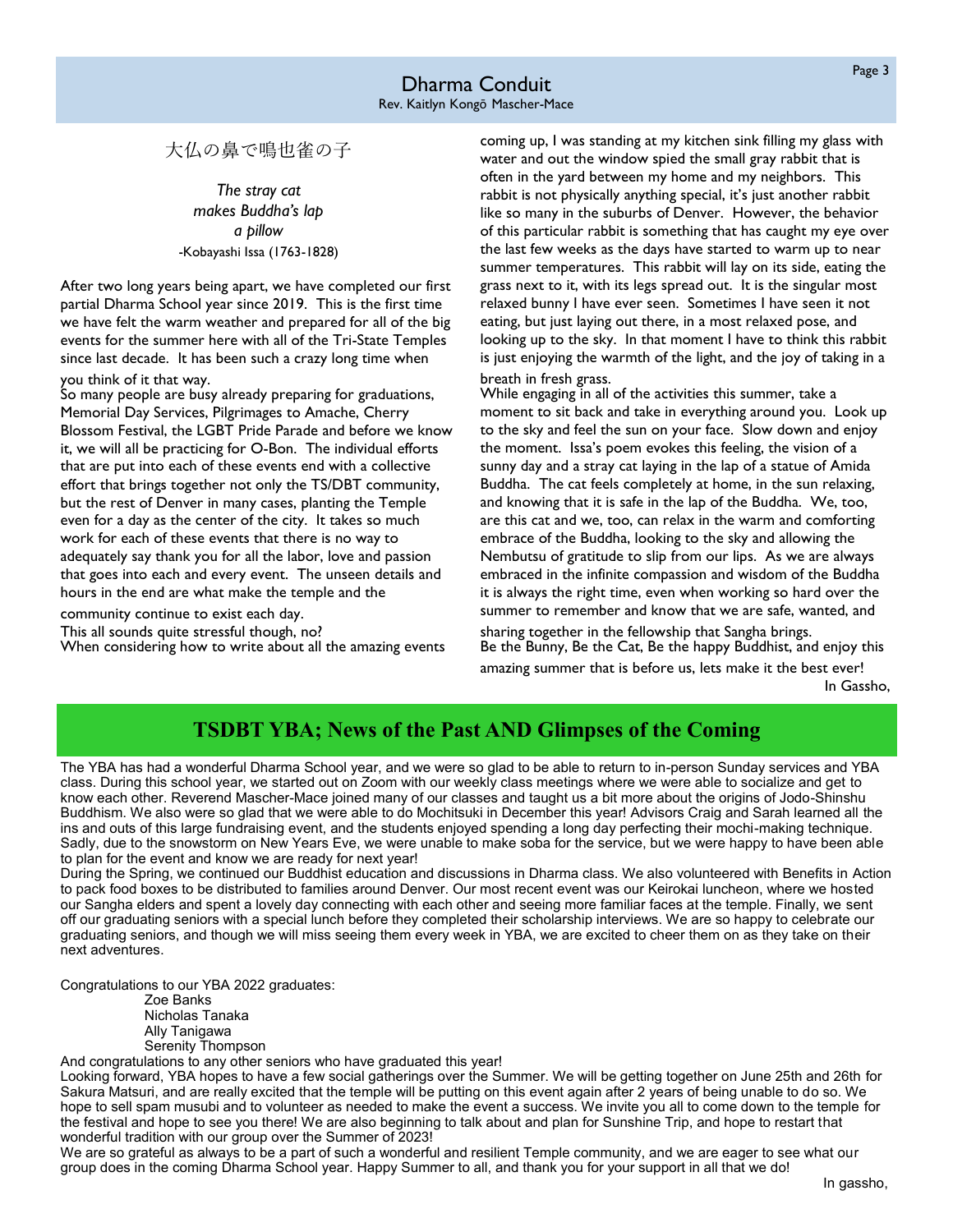# Dharma Conduit

Rev. Kaitlyn Kongō Mascher-Mace

大仏の鼻で鳴也雀の子

*The stray cat*
*makes Buddha's lap*
*a pillow*

-Kobayashi Issa (1763-1828)

After two long years being apart, we have completed our first partial Dharma School year since 2019. This is the first time we have felt the warm weather and prepared for all of the big events for the summer here with all of the Tri-State Temples since last decade. It has been such a crazy long time when you think of it that way.

So many people are busy already preparing for graduations, Memorial Day Services, Pilgrimages to Amache, Cherry Blossom Festival, the LGBT Pride Parade and before we know it, we will all be practicing for O-Bon. The individual efforts that are put into each of these events end with a collective effort that brings together not only the TS/DBT community, but the rest of Denver in many cases, planting the Temple even for a day as the center of the city. It takes so much work for each of these events that there is no way to adequately say thank you for all the labor, love and passion that goes into each and every event. The unseen details and hours in the end are what make the temple and the community continue to exist each day.

This all sounds quite stressful though, no?

When considering how to write about all the amazing events coming up, I was standing at my kitchen sink filling my glass with water and out the window spied the small gray rabbit that is often in the yard between my home and my neighbors. This rabbit is not physically anything special, it's just another rabbit like so many in the suburbs of Denver. However, the behavior of this particular rabbit is something that has caught my eye over the last few weeks as the days have started to warm up to near summer temperatures. This rabbit will lay on its side, eating the grass next to it, with its legs spread out. It is the singular most relaxed bunny I have ever seen. Sometimes I have seen it not eating, but just laying out there, in a most relaxed pose, and looking up to the sky. In that moment I have to think this rabbit is just enjoying the warmth of the light, and the joy of taking in a breath in fresh grass.

While engaging in all of the activities this summer, take a moment to sit back and take in everything around you. Look up to the sky and feel the sun on your face. Slow down and enjoy the moment. Issa's poem evokes this feeling, the vision of a sunny day and a stray cat laying in the lap of a statue of Amida Buddha. The cat feels completely at home, in the sun relaxing, and knowing that it is safe in the lap of the Buddha. We, too, are this cat and we, too, can relax in the warm and comforting embrace of the Buddha, looking to the sky and allowing the Nembutsu of gratitude to slip from our lips. As we are always embraced in the infinite compassion and wisdom of the Buddha it is always the right time, even when working so hard over the summer to remember and know that we are safe, wanted, and sharing together in the fellowship that Sangha brings.

Be the Bunny, Be the Cat, Be the happy Buddhist, and enjoy this amazing summer that is before us, lets make it the best ever!

In Gassho,

## TSDBT YBA; News of the Past AND Glimpses of the Coming

The YBA has had a wonderful Dharma School year, and we were so glad to be able to return to in-person Sunday services and YBA class. During this school year, we started out on Zoom with our weekly class meetings where we were able to socialize and get to know each other. Reverend Mascher-Mace joined many of our classes and taught us a bit more about the origins of Jodo-Shinshu Buddhism. We also were so glad that we were able to do Mochitsuki in December this year! Advisors Craig and Sarah learned all the ins and outs of this large fundraising event, and the students enjoyed spending a long day perfecting their mochi-making technique. Sadly, due to the snowstorm on New Years Eve, we were unable to make soba for the service, but we were happy to have been able to plan for the event and know we are ready for next year!

During the Spring, we continued our Buddhist education and discussions in Dharma class. We also volunteered with Benefits in Action to pack food boxes to be distributed to families around Denver. Our most recent event was our Keirokai luncheon, where we hosted our Sangha elders and spent a lovely day connecting with each other and seeing more familiar faces at the temple. Finally, we sent off our graduating seniors with a special lunch before they completed their scholarship interviews. We are so happy to celebrate our graduating seniors, and though we will miss seeing them every week in YBA, we are excited to cheer them on as they take on their next adventures.

Congratulations to our YBA 2022 graduates:

- Zoe Banks
- Nicholas Tanaka
- Ally Tanigawa
- Serenity Thompson

And congratulations to any other seniors who have graduated this year!

Looking forward, YBA hopes to have a few social gatherings over the Summer. We will be getting together on June 25th and 26th for Sakura Matsuri, and are really excited that the temple will be putting on this event again after 2 years of being unable to do so. We hope to sell spam musubi and to volunteer as needed to make the event a success. We invite you all to come down to the temple for the festival and hope to see you there! We are also beginning to talk about and plan for Sunshine Trip, and hope to restart that wonderful tradition with our group over the Summer of 2023!

We are so grateful as always to be a part of such a wonderful and resilient Temple community, and we are eager to see what our group does in the coming Dharma School year. Happy Summer to all, and thank you for your support in all that we do!

In gassho,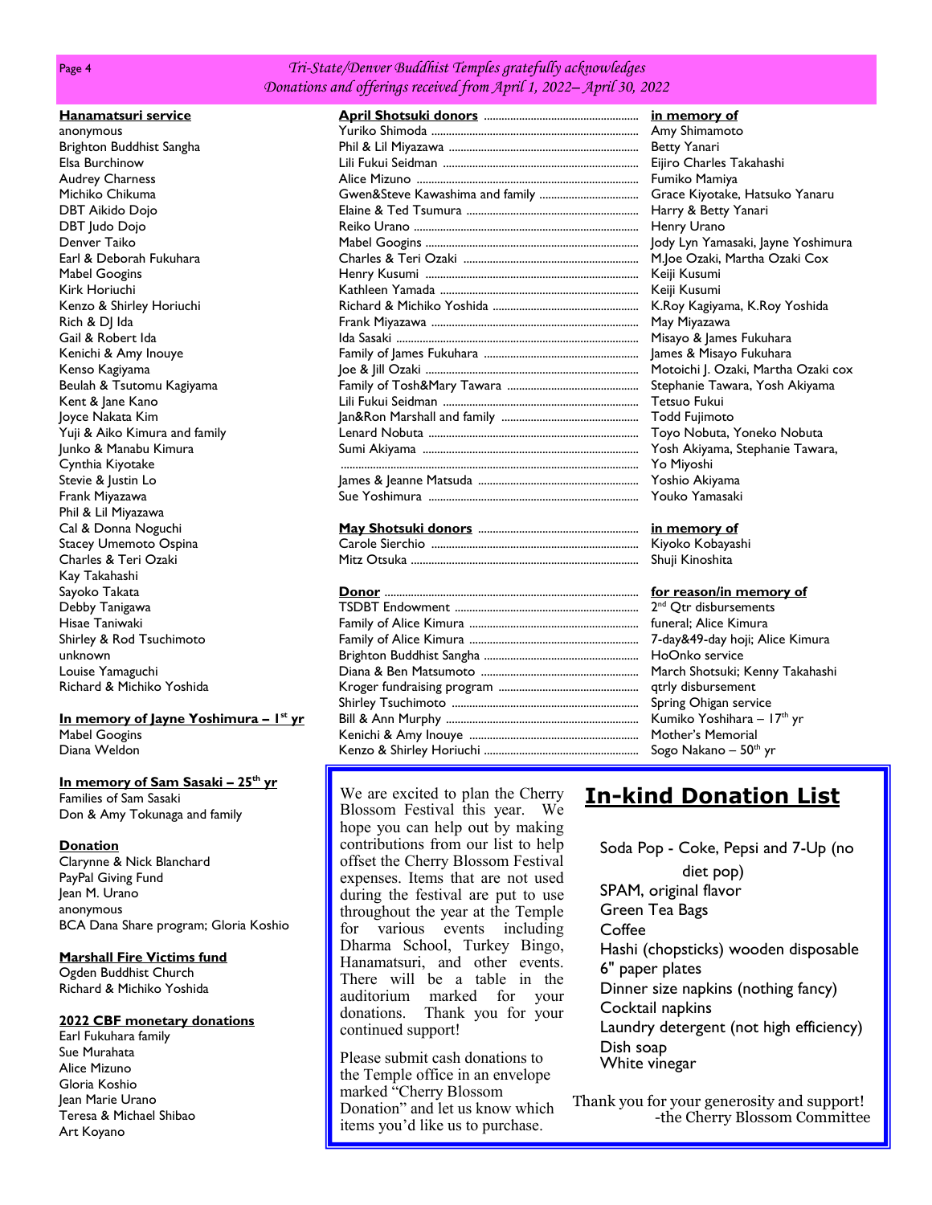*Tri-State/Denver Buddhist Temples gratefully acknowledges*
*Donations and offerings received from April 1, 2022– April 30, 2022*

**Hanamatsuri service**

anonymous
Brighton Buddhist Sangha
Elsa Burchinow
Audrey Charness
Michiko Chikuma
DBT Aikido Dojo
DBT Judo Dojo
Denver Taiko
Earl & Deborah Fukuhara
Mabel Googins
Kirk Horiuchi
Kenzo & Shirley Horiuchi
Rich & DJ Ida
Gail & Robert Ida
Kenichi & Amy Inouye
Kenso Kagiyama
Beulah & Tsutomu Kagiyama
Kent & Jane Kano
Joyce Nakata Kim
Yuji & Aiko Kimura and family
Junko & Manabu Kimura
Cynthia Kiyotake
Stevie & Justin Lo
Frank Miyazawa
Phil & Lil Miyazawa
Cal & Donna Noguchi
Stacey Umemoto Ospina
Charles & Teri Ozaki
Kay Takahashi
Sayoko Takata
Debby Tanigawa
Hisae Taniwaki
Shirley & Rod Tsuchimoto
unknown
Louise Yamaguchi
Richard & Michiko Yoshida

**In memory of Jayne Yoshimura – 1st yr**

Mabel Googins
Diana Weldon

**In memory of Sam Sasaki – 25th yr**

Families of Sam Sasaki
Don & Amy Tokunaga and family

**Donation**

Clarynne & Nick Blanchard
PayPal Giving Fund
Jean M. Urano
anonymous
BCA Dana Share program; Gloria Koshio

**Marshall Fire Victims fund**

Ogden Buddhist Church
Richard & Michiko Yoshida

**2022 CBF monetary donations**

Earl Fukuhara family
Sue Murahata
Alice Mizuno
Gloria Koshio
Jean Marie Urano
Teresa & Michael Shibao
Art Koyano

| April Shotsuki donors | in memory of |
|---|---|
| Yuriko Shimoda | Amy Shimamoto |
| Phil & Lil Miyazawa | Betty Yanari |
| Lili Fukui Seidman | Eijiro Charles Takahashi |
| Alice Mizuno | Fumiko Mamiya |
| Gwen&Steve Kawashima and family | Grace Kiyotake, Hatsuko Yanaru |
| Elaine & Ted Tsumura | Harry & Betty Yanari |
| Reiko Urano | Henry Urano |
| Mabel Googins | Jody Lyn Yamasaki, Jayne Yoshimura |
| Charles & Teri Ozaki | M.Joe Ozaki, Martha Ozaki Cox |
| Henry Kusumi | Keiji Kusumi |
| Kathleen Yamada | Keiji Kusumi |
| Richard & Michiko Yoshida | K.Roy Kagiyama, K.Roy Yoshida |
| Frank Miyazawa | May Miyazawa |
| Ida Sasaki | Misayo & James Fukuhara |
| Family of James Fukuhara | James & Misayo Fukuhara |
| Joe & Jill Ozaki | Motoichi J. Ozaki, Martha Ozaki cox |
| Family of Tosh&Mary Tawara | Stephanie Tawara, Yosh Akiyama |
| Lili Fukui Seidman | Tetsuo Fukui |
| Jan&Ron Marshall and family | Todd Fujimoto |
| Lenard Nobuta | Toyo Nobuta, Yoneko Nobuta |
| Sumi Akiyama | Yosh Akiyama, Stephanie Tawara, Yo Miyoshi |
| James & Jeanne Matsuda | Yoshio Akiyama |
| Sue Yoshimura | Youko Yamasaki |

| May Shotsuki donors | in memory of |
|---|---|
| Carole Sierchio | Kiyoko Kobayashi |
| Mitz Otsuka | Shuji Kinoshita |

| Donor | for reason/in memory of |
|---|---|
| TSDBT Endowment | 2nd Qtr disbursements |
| Family of Alice Kimura | funeral; Alice Kimura |
| Family of Alice Kimura | 7-day&49-day hoji; Alice Kimura |
| Brighton Buddhist Sangha | HoOnko service |
| Diana & Ben Matsumoto | March Shotsuki; Kenny Takahashi |
| Kroger fundraising program | qtrly disbursement |
| Shirley Tsuchimoto | Spring Ohigan service |
| Bill & Ann Murphy | Kumiko Yoshihara – 17th yr |
| Kenichi & Amy Inouye | Mother's Memorial |
| Kenzo & Shirley Horiuchi | Sogo Nakano – 50th yr |

We are excited to plan the Cherry Blossom Festival this year. We hope you can help out by making contributions from our list to help offset the Cherry Blossom Festival expenses. Items that are not used during the festival are put to use throughout the year at the Temple for various events including Dharma School, Turkey Bingo, Hanamatsuri, and other events. There will be a table in the auditorium marked for your donations. Thank you for your continued support!

Please submit cash donations to the Temple office in an envelope marked "Cherry Blossom Donation" and let us know which items you'd like us to purchase.

## In-kind Donation List

Soda Pop - Coke, Pepsi and 7-Up (no diet pop)
SPAM, original flavor
Green Tea Bags
Coffee
Hashi (chopsticks) wooden disposable
6" paper plates
Dinner size napkins (nothing fancy)
Cocktail napkins
Laundry detergent (not high efficiency)
Dish soap
White vinegar

Thank you for your generosity and support!
-the Cherry Blossom Committee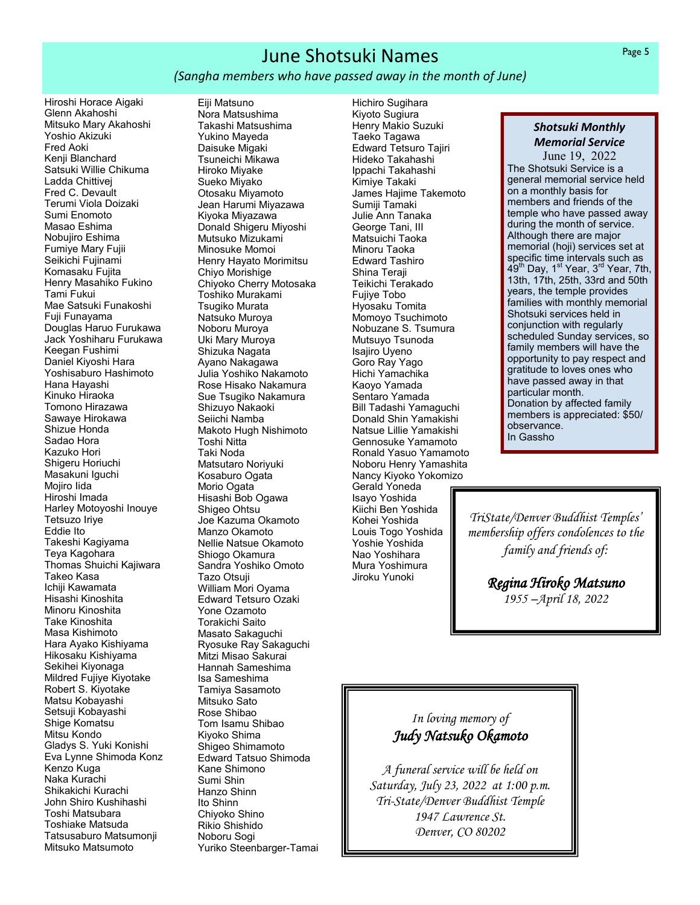# June Shotsuki Names

*(Sangha members who have passed away in the month of June)*

Hiroshi Horace Aigaki
Glenn Akahoshi
Mitsuko Mary Akahoshi
Yoshio Akizuki
Fred Aoki
Kenji Blanchard
Satsuki Willie Chikuma
Ladda Chittivej
Fred C. Devault
Terumi Viola Doizaki
Sumi Enomoto
Masao Eshima
Nobujiro Eshima
Fumiye Mary Fujii
Seikichi Fujinami
Komasaku Fujita
Henry Masahiko Fukino
Tami Fukui
Mae Satsuki Funakoshi
Fuji Funayama
Douglas Haruo Furukawa
Jack Yoshiharu Furukawa
Keegan Fushimi
Daniel Kiyoshi Hara
Yoshisaburo Hashimoto
Hana Hayashi
Kinuko Hiraoka
Tomono Hirazawa
Sawaye Hirokawa
Shizue Honda
Sadao Hora
Kazuko Hori
Shigeru Horiuchi
Masakuni Iguchi
Mojiro Iida
Hiroshi Imada
Harley Motoyoshi Inouye
Tetsuzo Iriye
Eddie Ito
Takeshi Kagiyama
Teya Kagohara
Thomas Shuichi Kajiwara
Takeo Kasa
Ichiji Kawamata
Hisashi Kinoshita
Minoru Kinoshita
Take Kinoshita
Masa Kishimoto
Hara Ayako Kishiyama
Hikosaku Kishiyama
Sekihei Kiyonaga
Mildred Fujiye Kiyotake
Robert S. Kiyotake
Matsu Kobayashi
Setsuji Kobayashi
Shige Komatsu
Mitsu Kondo
Gladys S. Yuki Konishi
Eva Lynne Shimoda Konz
Kenzo Kuga
Naka Kurachi
Shikakichi Kurachi
John Shiro Kushihashi
Toshi Matsubara
Toshiake Matsuda
Tatsusaburo Matsumonji
Mitsuko Matsumoto
Eiji Matsuno
Nora Matsushima
Takashi Matsushima
Yukino Mayeda
Daisuke Migaki
Tsuneichi Mikawa
Hiroko Miyake
Sueko Miyako
Otosaku Miyamoto
Jean Harumi Miyazawa
Kiyoka Miyazawa
Donald Shigeru Miyoshi
Mutsuko Mizukami
Minosuke Momoi
Henry Hayato Morimitsu
Chiyo Morishige
Chiyoko Cherry Motosaka
Toshiko Murakami
Tsugiko Murata
Natsuko Muroya
Noboru Muroya
Uki Mary Muroya
Shizuka Nagata
Ayano Nakagawa
Julia Yoshiko Nakamoto
Rose Hisako Nakamura
Sue Tsugiko Nakamura
Shizuyo Nakaoki
Seiichi Namba
Makoto Hugh Nishimoto
Toshi Nitta
Taki Noda
Matsutaro Noriyuki
Kosaburo Ogata
Morio Ogata
Hisashi Bob Ogawa
Shigeo Ohtsu
Joe Kazuma Okamoto
Manzo Okamoto
Nellie Natsue Okamoto
Shiogo Okamura
Sandra Yoshiko Omoto
Tazo Otsuji
William Mori Oyama
Edward Tetsuro Ozaki
Yone Ozamoto
Torakichi Saito
Masato Sakaguchi
Ryosuke Ray Sakaguchi
Mitzi Misao Sakurai
Hannah Sameshima
Isa Sameshima
Tamiya Sasamoto
Mitsuko Sato
Rose Shibao
Tom Isamu Shibao
Kiyoko Shima
Shigeo Shimamoto
Edward Tatsuo Shimoda
Kane Shimono
Sumi Shin
Hanzo Shinn
Ito Shinn
Chiyoko Shino
Rikio Shishido
Noboru Sogi
Yuriko Steenbarger-Tamai
Hichiro Sugihara
Kiyoto Sugiura
Henry Makio Suzuki
Taeko Tagawa
Edward Tetsuro Tajiri
Hideko Takahashi
Ippachi Takahashi
Kimiye Takaki
James Hajime Takemoto
Sumiji Tamaki
Julie Ann Tanaka
George Tani, III
Matsuichi Taoka
Minoru Taoka
Edward Tashiro
Shina Teraji
Teikichi Terakado
Fujiye Tobo
Hyosaku Tomita
Momoyo Tsuchimoto
Nobuzane S. Tsumura
Mutsuyo Tsunoda
Isajiro Uyeno
Goro Ray Yago
Hichi Yamachika
Kaoyo Yamada
Sentaro Yamada
Bill Tadashi Yamaguchi
Donald Shin Yamakishi
Natsue Lillie Yamakishi
Gennosuke Yamamoto
Ronald Yasuo Yamamoto
Noboru Henry Yamashita
Nancy Kiyoko Yokomizo
Gerald Yoneda
Isayo Yoshida
Kiichi Ben Yoshida
Kohei Yoshida
Louis Togo Yoshida
Yoshie Yoshida
Nao Yoshihara
Mura Yoshimura
Jiroku Yunoki

### *Shotsuki Monthly Memorial Service*

June 19, 2022

The Shotsuki Service is a general memorial service held on a monthly basis for members and friends of the temple who have passed away during the month of service. Although there are major memorial (hoji) services set at specific time intervals such as 49th Day, 1st Year, 3rd Year, 7th, 13th, 17th, 25th, 33rd and 50th years, the temple provides families with monthly memorial Shotsuki services held in conjunction with regularly scheduled Sunday services, so family members will have the opportunity to pay respect and gratitude to loves ones who have passed away in that particular month.
Donation by affected family members is appreciated: $50/ observance.
In Gassho

*TriState/Denver Buddhist Temples' membership offers condolences to the family and friends of:*

***Regina Hiroko Matsuno***
*1955 –April 18, 2022*

*In loving memory of*
***Judy Natsuko Okamoto***

*A funeral service will be held on Saturday, July 23, 2022 at 1:00 p.m.*
*Tri-State/Denver Buddhist Temple*
*1947 Lawrence St.*
*Denver, CO 80202*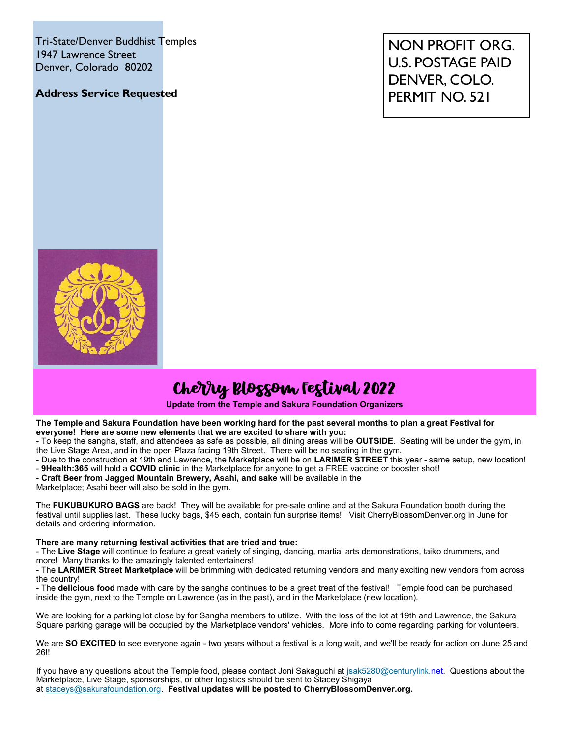Tri-State/Denver Buddhist Temples
1947 Lawrence Street
Denver, Colorado 80202

**Address Service Requested**

NON PROFIT ORG.
U.S. POSTAGE PAID
DENVER, COLO.
PERMIT NO. 521

# Cherry Blossom Festival 2022

**Update from the Temple and Sakura Foundation Organizers**

**The Temple and Sakura Foundation have been working hard for the past several months to plan a great Festival for everyone! Here are some new elements that we are excited to share with you:**

- To keep the sangha, staff, and attendees as safe as possible, all dining areas will be **OUTSIDE**. Seating will be under the gym, in the Live Stage Area, and in the open Plaza facing 19th Street. There will be no seating in the gym.
- Due to the construction at 19th and Lawrence, the Marketplace will be on **LARIMER STREET** this year - same setup, new location!
- **9Health:365** will hold a **COVID clinic** in the Marketplace for anyone to get a FREE vaccine or booster shot!
- **Craft Beer from Jagged Mountain Brewery, Asahi, and sake** will be available in the Marketplace; Asahi beer will also be sold in the gym.

The **FUKUBUKURO BAGS** are back! They will be available for pre-sale online and at the Sakura Foundation booth during the festival until supplies last. These lucky bags, $45 each, contain fun surprise items! Visit CherryBlossomDenver.org in June for details and ordering information.

**There are many returning festival activities that are tried and true:**

- The **Live Stage** will continue to feature a great variety of singing, dancing, martial arts demonstrations, taiko drummers, and more! Many thanks to the amazingly talented entertainers!
- The **LARIMER Street Marketplace** will be brimming with dedicated returning vendors and many exciting new vendors from across the country!
- The **delicious food** made with care by the sangha continues to be a great treat of the festival! Temple food can be purchased inside the gym, next to the Temple on Lawrence (as in the past), and in the Marketplace (new location).

We are looking for a parking lot close by for Sangha members to utilize. With the loss of the lot at 19th and Lawrence, the Sakura Square parking garage will be occupied by the Marketplace vendors' vehicles. More info to come regarding parking for volunteers.

We are **SO EXCITED** to see everyone again - two years without a festival is a long wait, and we'll be ready for action on June 25 and 26!!

If you have any questions about the Temple food, please contact Joni Sakaguchi at jsak5280@centurylink.net. Questions about the Marketplace, Live Stage, sponsorships, or other logistics should be sent to Stacey Shigaya at staceys@sakurafoundation.org. **Festival updates will be posted to CherryBlossomDenver.org.**